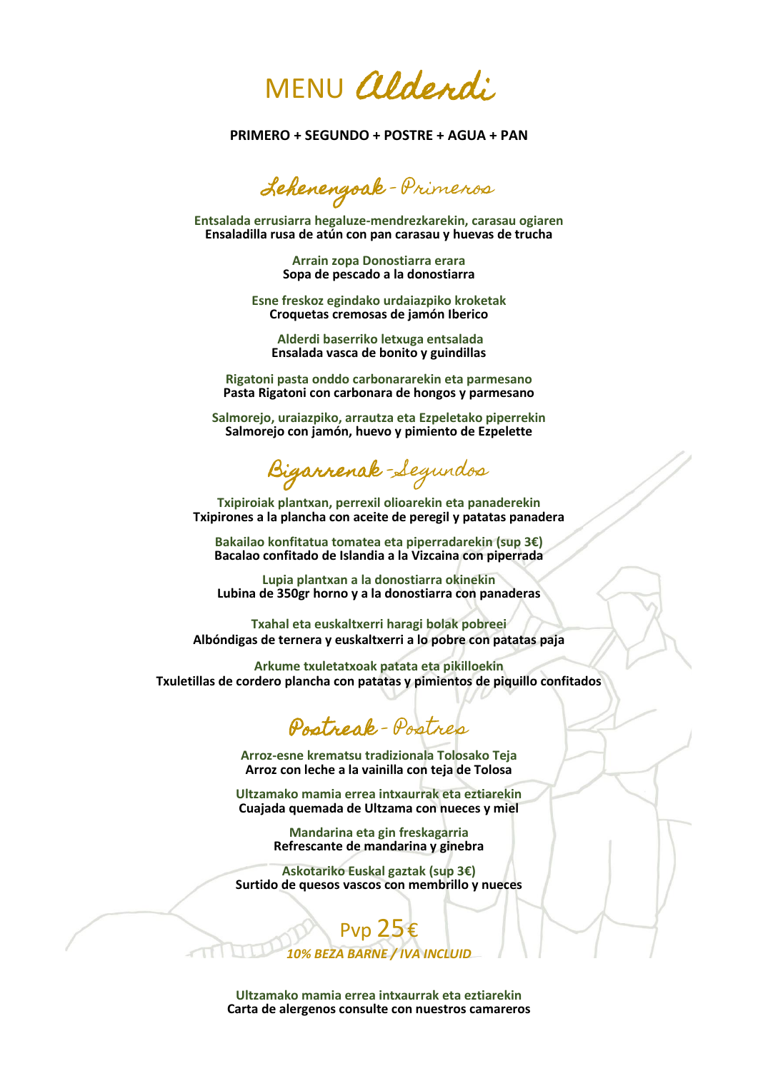# MENU Alderdi

**PRIMERO + SEGUNDO + POSTRE + AGUA + PAN**

## Lehenengoak - Primeros

**Entsalada errusiarra hegaluze-mendrezkarekin, carasau ogiaren**
**Ensaladilla rusa de atún con pan carasau y huevas de trucha**

**Arrain zopa Donostiarra erara**
**Sopa de pescado a la donostiarra**

**Esne freskoz egindako urdaiazpiko kroketak**
**Croquetas cremosas de jamón Iberico**

**Alderdi baserriko letxuga entsalada**
**Ensalada vasca de bonito y guindillas**

**Rigatoni pasta onddo carbonararekin eta parmesano**
**Pasta Rigatoni con carbonara de hongos y parmesano**

**Salmorejo, uraiazpiko, arrautza eta Ezpeletako piperrekin**
**Salmorejo con jamón, huevo y pimiento de Ezpelette**

## Bigarrenak - Segundos

**Txipiroiak plantxan, perrexil olioarekin eta panaderekin**
**Txipirones a la plancha con aceite de peregil y patatas panadera**

**Bakailao konfitatua tomatea eta piperradarekin (sup 3€)**
**Bacalao confitado de Islandia a la Vizcaina con piperrada**

**Lupia plantxan a la donostiarra okinekin**
**Lubina de 350gr horno y a la donostiarra con panaderas**

**Txahal eta euskaltxerri haragi bolak pobreei**
**Albóndigas de ternera y euskaltxerri a lo pobre con patatas paja**

**Arkume txuletatxoak patata eta pikilloekin**
**Txuletillas de cordero plancha con patatas y pimientos de piquillo confitados**

## Postreak - Postres

**Arroz-esne krematsu tradizionala Tolosako Teja**
**Arroz con leche a la vainilla con teja de Tolosa**

**Ultzamako mamia errea intxaurrak eta eztiarekin**
**Cuajada quemada de Ultzama con nueces y miel**

**Mandarina eta gin freskagarria**
**Refrescante de mandarina y ginebra**

**Askotariko Euskal gaztak (sup 3€)**
**Surtido de quesos vascos con membrillo y nueces**

Pvp 25€

***10% BEZA BARNE / IVA INCLUID***

**Ultzamako mamia errea intxaurrak eta eztiarekin**
**Carta de alergenos consulte con nuestros camareros**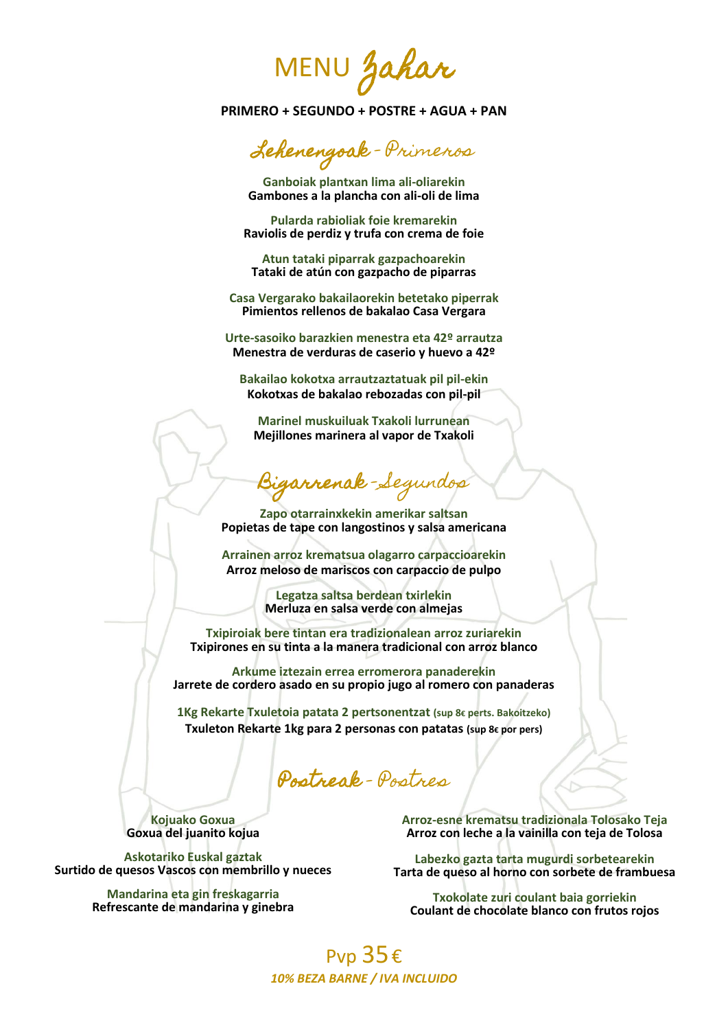# MENU Zahar

**PRIMERO + SEGUNDO + POSTRE + AGUA + PAN**

## Lehenengoak - Primeros

**Ganboiak plantxan lima ali-oliarekin**
**Gambones a la plancha con ali-oli de lima**

**Pularda rabioliak foie kremarekin**
**Raviolis de perdiz y trufa con crema de foie**

**Atun tataki piparrak gazpachoarekin**
**Tataki de atún con gazpacho de piparras**

**Casa Vergarako bakailaorekin betetako piperrak**
**Pimientos rellenos de bakalao Casa Vergara**

**Urte-sasoiko barazkien menestra eta 42º arrautza**
**Menestra de verduras de caserio y huevo a 42º**

**Bakailao kokotxa arrautzaztatuak pil pil-ekin**
**Kokotxas de bakalao rebozadas con pil-pil**

**Marinel muskuiluak Txakoli lurrunean**
**Mejillones marinera al vapor de Txakoli**

## Bigarrenak - Segundos

**Zapo otarrainxkekin amerikar saltsan**
**Popietas de tape con langostinos y salsa americana**

**Arrainen arroz krematsua olagarro carpaccioarekin**
**Arroz meloso de mariscos con carpaccio de pulpo**

**Legatza saltsa berdean txirlekin**
**Merluza en salsa verde con almejas**

**Txipiroiak bere tintan era tradizionalean arroz zuriarekin**
**Txipirones en su tinta a la manera tradicional con arroz blanco**

**Arkume iztezain errea erromerora panaderekin**
**Jarrete de cordero asado en su propio jugo al romero con panaderas**

**1Kg Rekarte Txuletoia patata 2 pertsonentzat (sup 8€ perts. Bakoitzeko)**
**Txuleton Rekarte 1kg para 2 personas con patatas (sup 8€ por pers)**

## Postreak - Postres

**Kojuako Goxua**
**Goxua del juanito kojua**

**Askotariko Euskal gaztak**
**Surtido de quesos Vascos con membrillo y nueces**

**Mandarina eta gin freskagarria**
**Refrescante de mandarina y ginebra**

**Arroz-esne krematsu tradizionala Tolosako Teja**
**Arroz con leche a la vainilla con teja de Tolosa**

**Labezko gazta tarta mugurdi sorbetearekin**
**Tarta de queso al horno con sorbete de frambuesa**

**Txokolate zuri coulant baia gorriekin**
**Coulant de chocolate blanco con frutos rojos**

Pvp 35 €

***10% BEZA BARNE / IVA INCLUIDO***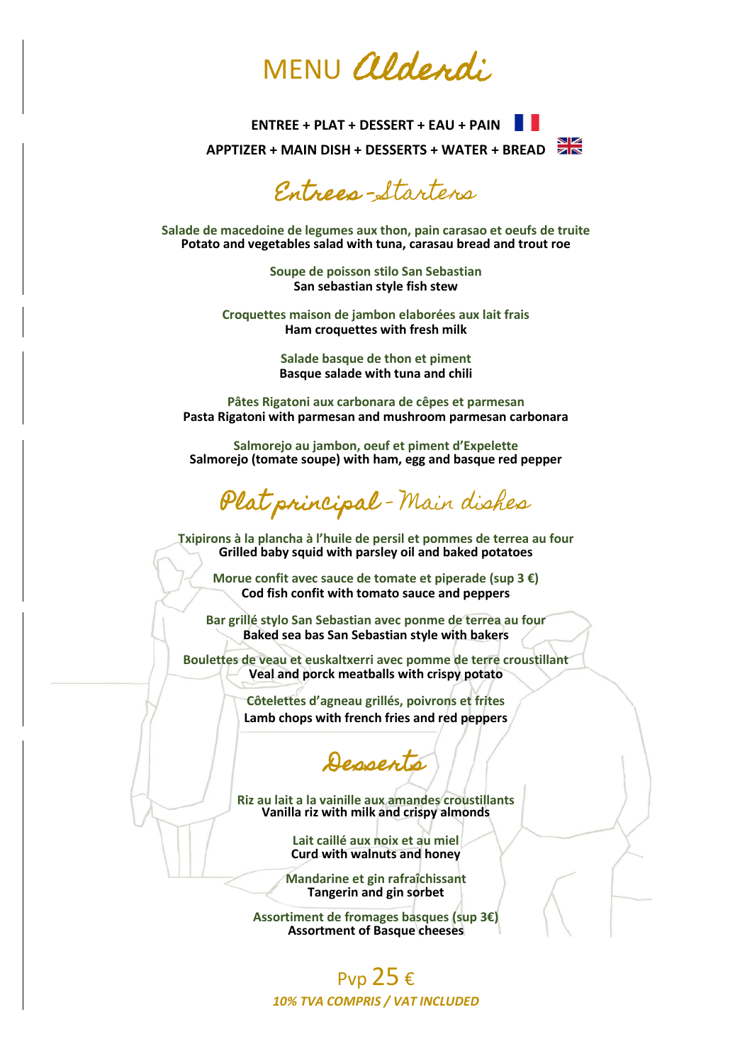# MENU *Aldendi*

**ENTREE + PLAT + DESSERT + EAU + PAIN**

**APPTIZER + MAIN DISH + DESSERTS + WATER + BREAD**

## *Entrees - Starters*

**Salade de macedoine de legumes aux thon, pain carasao et oeufs de truite**
**Potato and vegetables salad with tuna, carasau bread and trout roe**

**Soupe de poisson stilo San Sebastian**
**San sebastian style fish stew**

**Croquettes maison de jambon elaborées aux lait frais**
**Ham croquettes with fresh milk**

**Salade basque de thon et piment**
**Basque salade with tuna and chili**

**Pâtes Rigatoni aux carbonara de cêpes et parmesan**
**Pasta Rigatoni with parmesan and mushroom parmesan carbonara**

**Salmorejo au jambon, oeuf et piment d'Expelette**
**Salmorejo (tomate soupe) with ham, egg and basque red pepper**

## *Plat principal - Main dishes*

**Txipirons à la plancha à l'huile de persil et pommes de terrea au four**
**Grilled baby squid with parsley oil and baked potatoes**

**Morue confit avec sauce de tomate et piperade (sup 3 €)**
**Cod fish confit with tomato sauce and peppers**

**Bar grillé stylo San Sebastian avec ponme de terrea au four**
**Baked sea bas San Sebastian style with bakers**

**Boulettes de veau et euskaltxerri avec pomme de terre croustillant**
**Veal and porck meatballs with crispy potato**

**Côtelettes d'agneau grillés, poivrons et frites**
**Lamb chops with french fries and red peppers**

## *Desserts*

**Riz au lait a la vainille aux amandes croustillants**
**Vanilla riz with milk and crispy almonds**

**Lait caillé aux noix et au miel**
**Curd with walnuts and honey**

**Mandarine et gin rafraîchissant**
**Tangerin and gin sorbet**

**Assortiment de fromages basques (sup 3€)**
**Assortment of Basque cheeses**

Pvp 25 €

***10% TVA COMPRIS / VAT INCLUDED***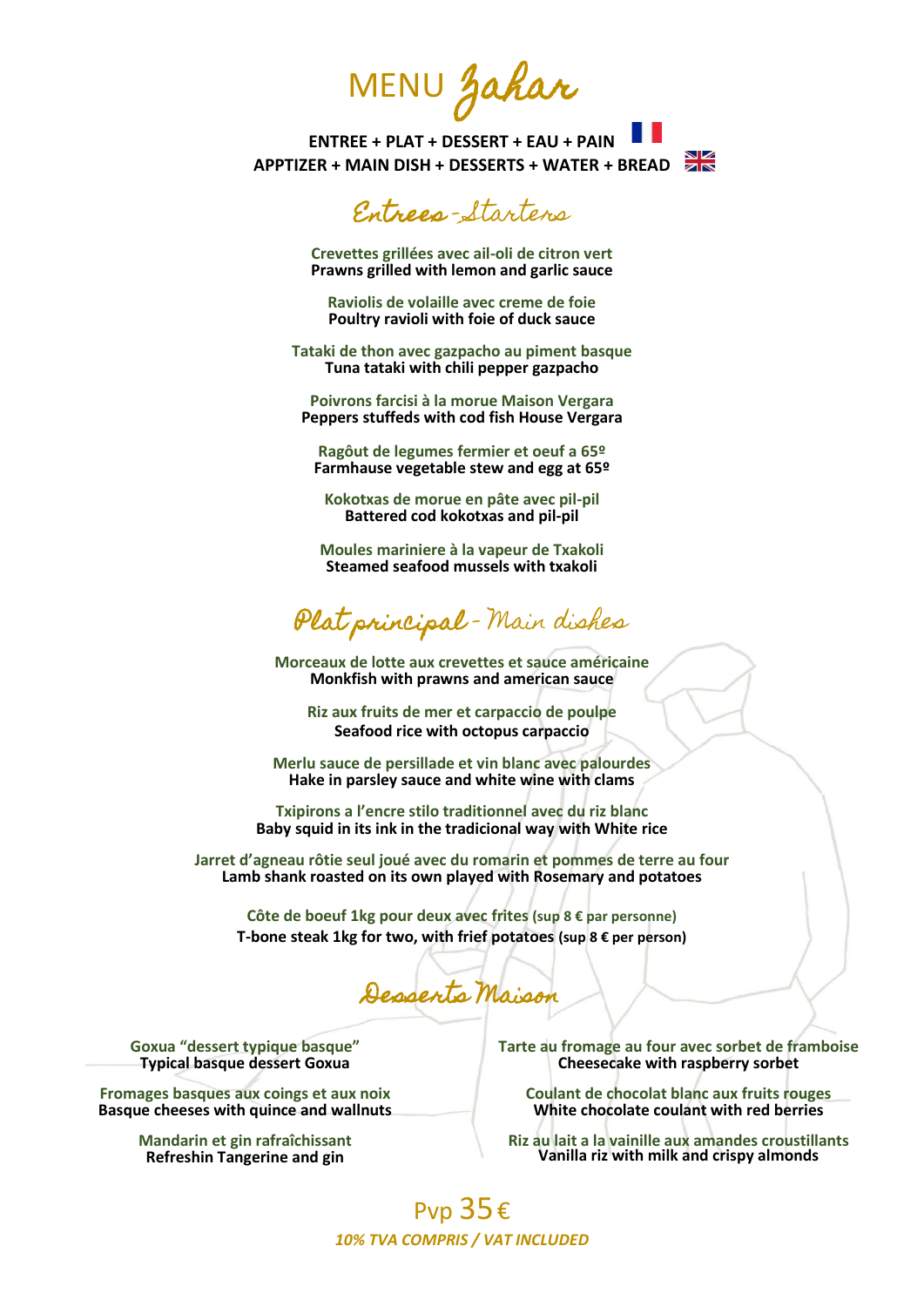# MENU Zahar

**ENTREE + PLAT + DESSERT + EAU + PAIN**
**APPTIZER + MAIN DISH + DESSERTS + WATER + BREAD**

## Entrees-Starters

**Crevettes grillées avec ail-oli de citron vert**
**Prawns grilled with lemon and garlic sauce**

**Raviolis de volaille avec creme de foie**
**Poultry ravioli with foie of duck sauce**

**Tataki de thon avec gazpacho au piment basque**
**Tuna tataki with chili pepper gazpacho**

**Poivrons farcisi à la morue Maison Vergara**
**Peppers stuffeds with cod fish House Vergara**

**Ragôut de legumes fermier et oeuf a 65º**
**Farmhause vegetable stew and egg at 65º**

**Kokotxas de morue en pâte avec pil-pil**
**Battered cod kokotxas and pil-pil**

**Moules mariniere à la vapeur de Txakoli**
**Steamed seafood mussels with txakoli**

## Plat principal - Main dishes

**Morceaux de lotte aux crevettes et sauce américaine**
**Monkfish with prawns and american sauce**

**Riz aux fruits de mer et carpaccio de poulpe**
**Seafood rice with octopus carpaccio**

**Merlu sauce de persillade et vin blanc avec palourdes**
**Hake in parsley sauce and white wine with clams**

**Txipirons a l'encre stilo traditionnel avec du riz blanc**
**Baby squid in its ink in the tradicional way with White rice**

**Jarret d'agneau rôtie seul joué avec du romarin et pommes de terre au four**
**Lamb shank roasted on its own played with Rosemary and potatoes**

**Côte de boeuf 1kg pour deux avec frites (sup 8 € par personne)**
**T-bone steak 1kg for two, with frief potatoes (sup 8 € per person)**

## Desserts Maison

**Goxua "dessert typique basque"**
**Typical basque dessert Goxua**

**Fromages basques aux coings et aux noix**
**Basque cheeses with quince and wallnuts**

**Mandarin et gin rafraîchissant**
**Refreshin Tangerine and gin**

**Tarte au fromage au four avec sorbet de framboise**
**Cheesecake with raspberry sorbet**

**Coulant de chocolat blanc aux fruits rouges**
**White chocolate coulant with red berries**

**Riz au lait a la vainille aux amandes croustillants**
**Vanilla riz with milk and crispy almonds**

Pvp 35€

*10% TVA COMPRIS / VAT INCLUDED*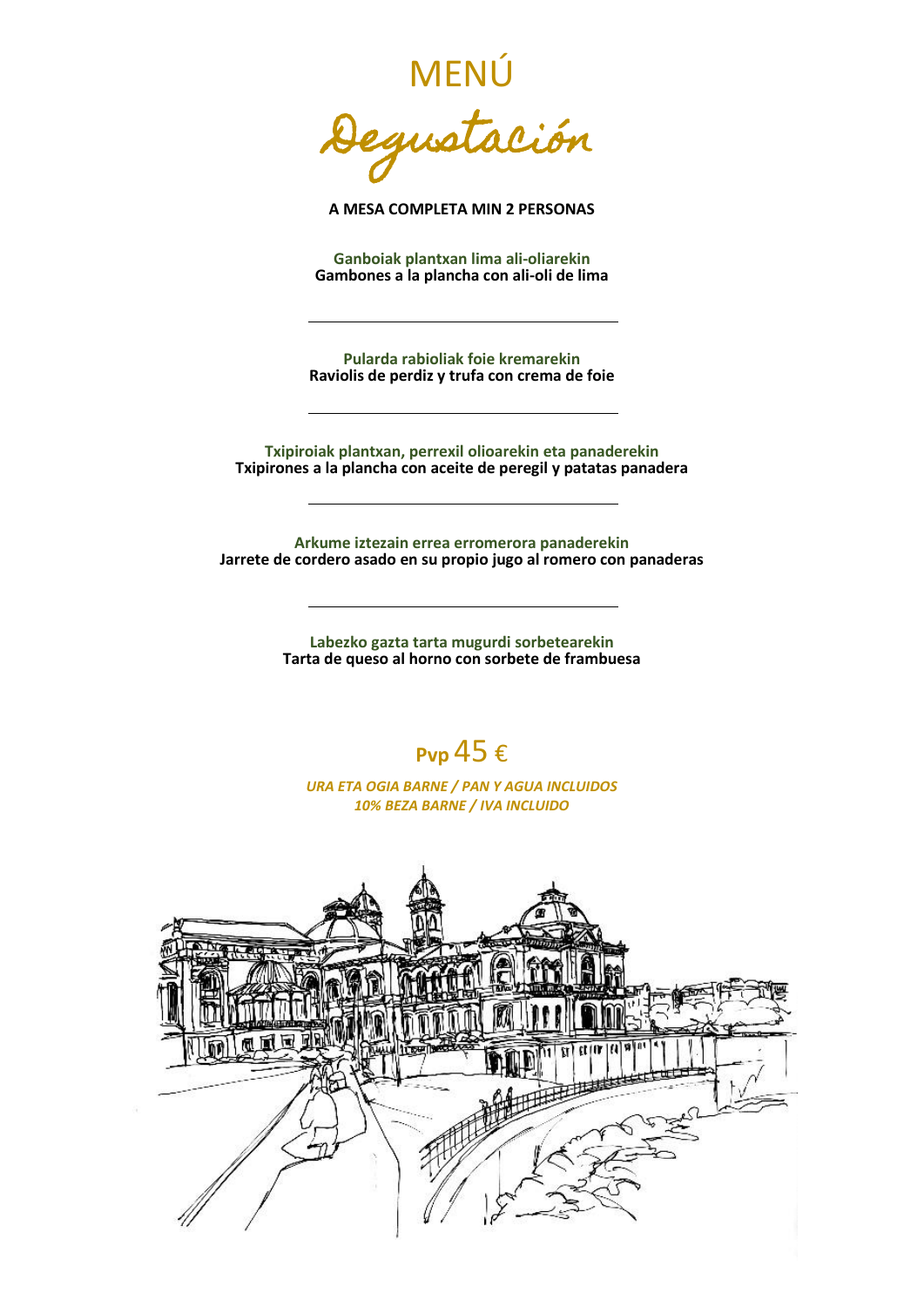# MENÚ

## Degustación

**A MESA COMPLETA MIN 2 PERSONAS**

**Ganboiak plantxan lima ali-oliarekin**
**Gambones a la plancha con ali-oli de lima**

---

**Pularda rabioliak foie kremarekin**
**Raviolis de perdiz y trufa con crema de foie**

---

**Txipiroiak plantxan, perrexil olioarekin eta panaderekin**
**Txipirones a la plancha con aceite de peregil y patatas panadera**

---

**Arkume iztezain errea erromerora panaderekin**
**Jarrete de cordero asado en su propio jugo al romero con panaderas**

---

**Labezko gazta tarta mugurdi sorbetearekin**
**Tarta de queso al horno con sorbete de frambuesa**

**Pvp** 45 €

***URA ETA OGIA BARNE / PAN Y AGUA INCLUIDOS***
***10% BEZA BARNE / IVA INCLUIDO***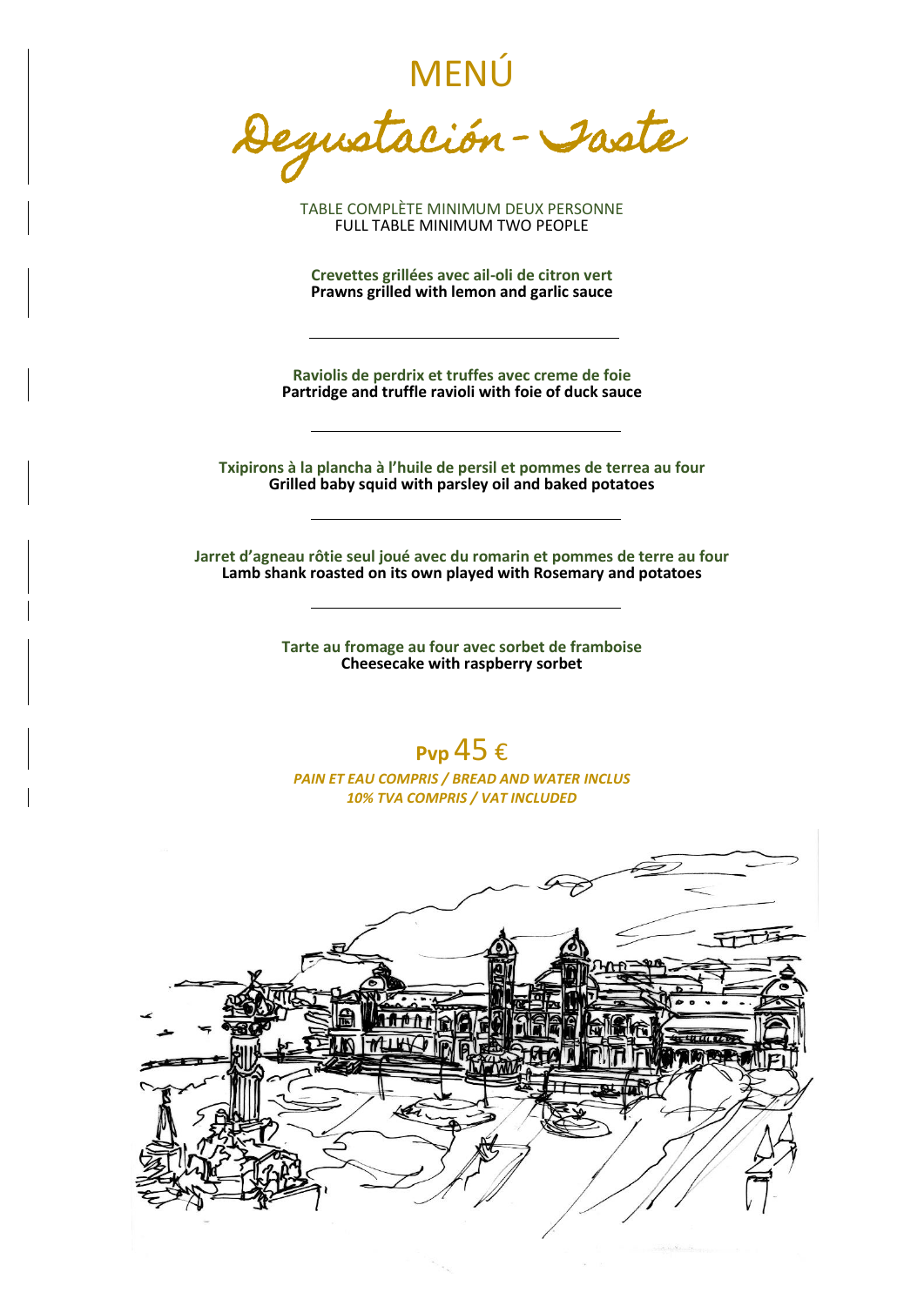# MENÚ

## Degustación - Taste

TABLE COMPLÈTE MINIMUM DEUX PERSONNE
FULL TABLE MINIMUM TWO PEOPLE

**Crevettes grillées avec ail-oli de citron vert**
**Prawns grilled with lemon and garlic sauce**

---

**Raviolis de perdrix et truffes avec creme de foie**
**Partridge and truffle ravioli with foie of duck sauce**

---

**Txipirons à la plancha à l'huile de persil et pommes de terrea au four**
**Grilled baby squid with parsley oil and baked potatoes**

---

**Jarret d'agneau rôtie seul joué avec du romarin et pommes de terre au four**
**Lamb shank roasted on its own played with Rosemary and potatoes**

---

**Tarte au fromage au four avec sorbet de framboise**
**Cheesecake with raspberry sorbet**

**Pvp** 45 €

***PAIN ET EAU COMPRIS / BREAD AND WATER INCLUS***
***10% TVA COMPRIS / VAT INCLUDED***